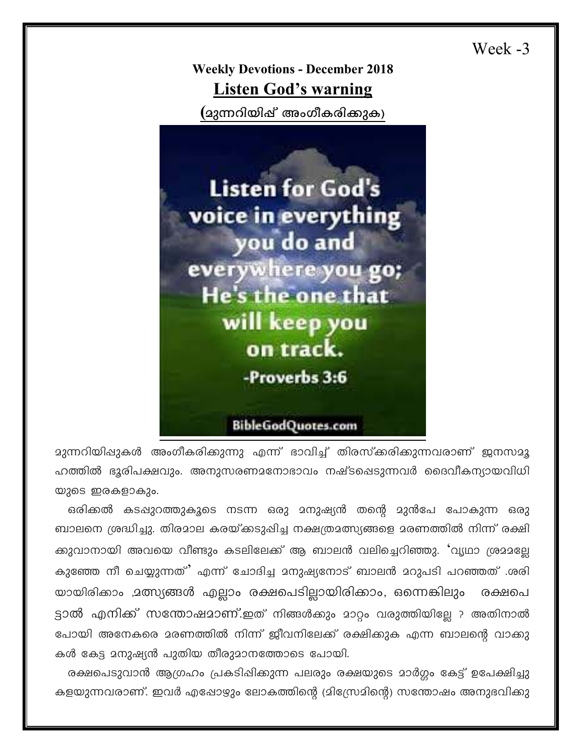Week -3

## Weekly Devotions - December 2018

# Listen God's warning

**(മുന്നറിയിപ്പ് അംഗീകരിക്കുക)**

Listen for God's voice in everything you do and everywhere you go; He's the one that will keep you on track.
-Proverbs 3:6

BibleGodQuotes.com

മുന്നറിയിപ്പുകൾ അംഗീകരിക്കുന്നു എന്ന് ഭാവിച്ച് തിരസ്കരിക്കുന്നവരാണ് ജനസമൂഹത്തിൽ ഭൂരിപക്ഷവും. അനുസരണമനോഭാവം നഷ്ടപ്പെടുന്നവർ ദൈവീകന്യായവിധിയുടെ ഇരകളാകും.

ഒരിക്കൽ കടപ്പുറത്തുകൂടെ നടന്ന ഒരു മനുഷ്യൻ തന്റെ മുൻപേ പോകുന്ന ഒരു ബാലനെ ശ്രദ്ധിച്ചു. തിരമാല കരയ്ക്കടുപ്പിച്ച നക്ഷത്രമത്സ്യങ്ങളെ മരണത്തിൽ നിന്ന് രക്ഷിക്കുവാനായി അവയെ വീണ്ടും കടലിലേക്ക് ആ ബാലൻ വലിച്ചെറിഞ്ഞു. 'വ്യഥാ ശ്രമമല്ലേ കുഞ്ഞേ നീ ചെയ്യുന്നത്' എന്ന് ചോദിച്ച മനുഷ്യനോട് ബാലൻ മറുപടി പറഞ്ഞത് .ശരിയായിരിക്കാം ,മത്സ്യങ്ങൾ എല്ലാം രക്ഷപെടില്ലായിരിക്കാം, ഒന്നെങ്കിലും രക്ഷപെട്ടാൽ എനിക്ക് സന്തോഷമാണ്.ഇത് നിങ്ങൾക്കും മാറ്റം വരുത്തിയില്ലേ ? അതിനാൽ പോയി അനേകരെ മരണത്തിൽ നിന്ന് ജീവനിലേക്ക് രക്ഷിക്കുക എന്ന ബാലന്റെ വാക്കുകൾ കേട്ട മനുഷ്യൻ പുതിയ തീരുമാനത്തോടെ പോയി.

രക്ഷപെടുവാൻ ആഗ്രഹം പ്രകടിപ്പിക്കുന്ന പലരും രക്ഷയുടെ മാർഗ്ഗം കേട്ട് ഉപേക്ഷിച്ചുകളയുന്നവരാണ്. ഇവർ എപ്പോഴും ലോകത്തിന്റെ (മിസ്രേമിന്റെ) സന്തോഷം അനുഭവിക്കു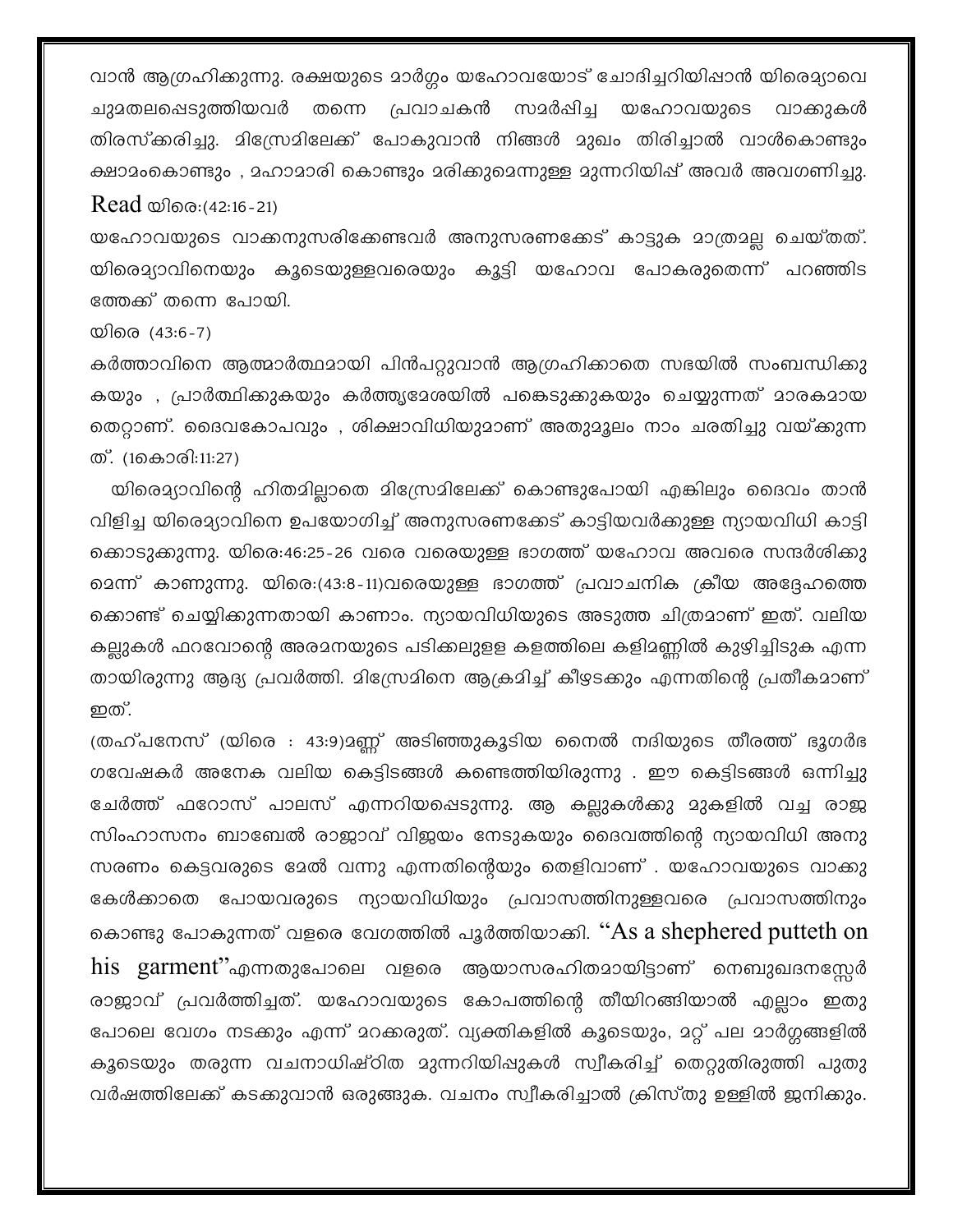വാൻ ആഗ്രഹിക്കുന്നു. രക്ഷയുടെ മാർഗ്ഗം യഹോവയോട് ചോദിച്ചറിയിപ്പാൻ യിരെമ്യാവെ ചുമതലപ്പെടുത്തിയവർ തന്നെ പ്രവാചകൻ സമർപ്പിച്ച യഹോവയുടെ വാക്കുകൾ തിരസ്ക്കരിച്ചു. മിസ്രേമിലേക്ക് പോകുവാൻ നിങ്ങൾ മുഖം തിരിച്ചാൽ വാൾകൊണ്ടും ക്ഷാമംകൊണ്ടും , മഹാമാരി കൊണ്ടും മരിക്കുമെന്നുള്ള മുന്നറിയിപ്പ് അവർ അവഗണിച്ചു.

Read യിരെ:(42:16-21)

യഹോവയുടെ വാക്കനുസരിക്കേണ്ടവർ അനുസരണക്കേട് കാട്ടുക മാത്രമല്ല ചെയ്തത്. യിരെമ്യാവിനെയും കൂടെയുള്ളവരെയും കൂട്ടി യഹോവ പോകരുതെന്ന് പറഞ്ഞിടത്തേക്ക് തന്നെ പോയി.

യിരെ (43:6-7)

കർത്താവിനെ ആത്മാർത്ഥമായി പിൻപറ്റുവാൻ ആഗ്രഹിക്കാതെ സഭയിൽ സംബന്ധിക്കുകയും , പ്രാർത്ഥിക്കുകയും കർത്തൃമേശയിൽ പങ്കെടുക്കുകയും ചെയ്യുന്നത് മാരകമായ തെറ്റാണ്. ദൈവകോപവും , ശിക്ഷാവിധിയുമാണ് അതുമൂലം നാം ചരതിച്ചു വയ്ക്കുന്നത്. (1കൊരി:11:27)

യിരെമ്യാവിന്റെ ഹിതമില്ലാതെ മിസ്രേമിലേക്ക് കൊണ്ടുപോയി എങ്കിലും ദൈവം താൻ വിളിച്ച യിരെമ്യാവിനെ ഉപയോഗിച്ച് അനുസരണക്കേട് കാട്ടിയവർക്കുള്ള ന്യായവിധി കാട്ടിക്കൊടുക്കുന്നു. യിരെ:46:25-26 വരെ വരെയുള്ള ഭാഗത്ത് യഹോവ അവരെ സന്ദർശിക്കുമെന്ന് കാണുന്നു. യിരെ:(43:8-11)വരെയുള്ള ഭാഗത്ത് പ്രവാചനിക ക്രീയ അദ്ദേഹത്തെക്കൊണ്ട് ചെയ്യിക്കുന്നതായി കാണാം. ന്യായവിധിയുടെ അടുത്ത ചിത്രമാണ് ഇത്. വലിയ കല്ലുകൾ ഫറവോന്റെ അരമനയുടെ പടിക്കലുള്ള കളത്തിലെ കളിമണ്ണിൽ കുഴിച്ചിടുക എന്നതായിരുന്നു ആദ്യ പ്രവർത്തി. മിസ്രേമിനെ ആക്രമിച്ച് കീഴടക്കും എന്നതിന്റെ പ്രതീകമാണ് ഇത്.

(തഹ്പനേസ് (യിരെ : 43:9)മണ്ണ് അടിഞ്ഞുകൂടിയ നൈൽ നദിയുടെ തീരത്ത് ഭൂഗർഭ ഗവേഷകർ അനേക വലിയ കെട്ടിടങ്ങൾ കണ്ടെത്തിയിരുന്നു . ഈ കെട്ടിടങ്ങൾ ഒന്നിച്ചു ചേർത്ത് ഫറോസ് പാലസ് എന്നറിയപ്പെടുന്നു. ആ കല്ലുകൾക്കു മുകളിൽ വച്ച രാജസിംഹാസനം ബാബേൽ രാജാവ് വിജയം നേടുകയും ദൈവത്തിന്റെ ന്യായവിധി അനുസരണം കെട്ടവരുടെ മേൽ വന്നു എന്നതിന്റെയും തെളിവാണ് . യഹോവയുടെ വാക്കു കേൾക്കാതെ പോയവരുടെ ന്യായവിധിയും പ്രവാസത്തിനുള്ളവരെ പ്രവാസത്തിനും കൊണ്ടു പോകുന്നത് വളരെ വേഗത്തിൽ പൂർത്തിയാക്കി. "As a shephered putteth on his garment"എന്നതുപോലെ വളരെ ആയാസരഹിതമായിട്ടാണ് നെബുഖദനസ്സേർ രാജാവ് പ്രവർത്തിച്ചത്. യഹോവയുടെ കോപത്തിന്റെ തീയിറങ്ങിയാൽ എല്ലാം ഇതുപോലെ വേഗം നടക്കും എന്ന് മറക്കരുത്. വ്യക്തികളിൽ കൂടെയും, മറ്റ് പല മാർഗ്ഗങ്ങളിൽ കൂടെയും തരുന്ന വചനാധിഷ്ഠിത മുന്നറിയിപ്പുകൾ സ്വീകരിച്ച് തെറ്റുതിരുത്തി പുതുവർഷത്തിലേക്ക് കടക്കുവാൻ ഒരുങ്ങുക. വചനം സ്വീകരിച്ചാൽ ക്രിസ്തു ഉള്ളിൽ ജനിക്കും.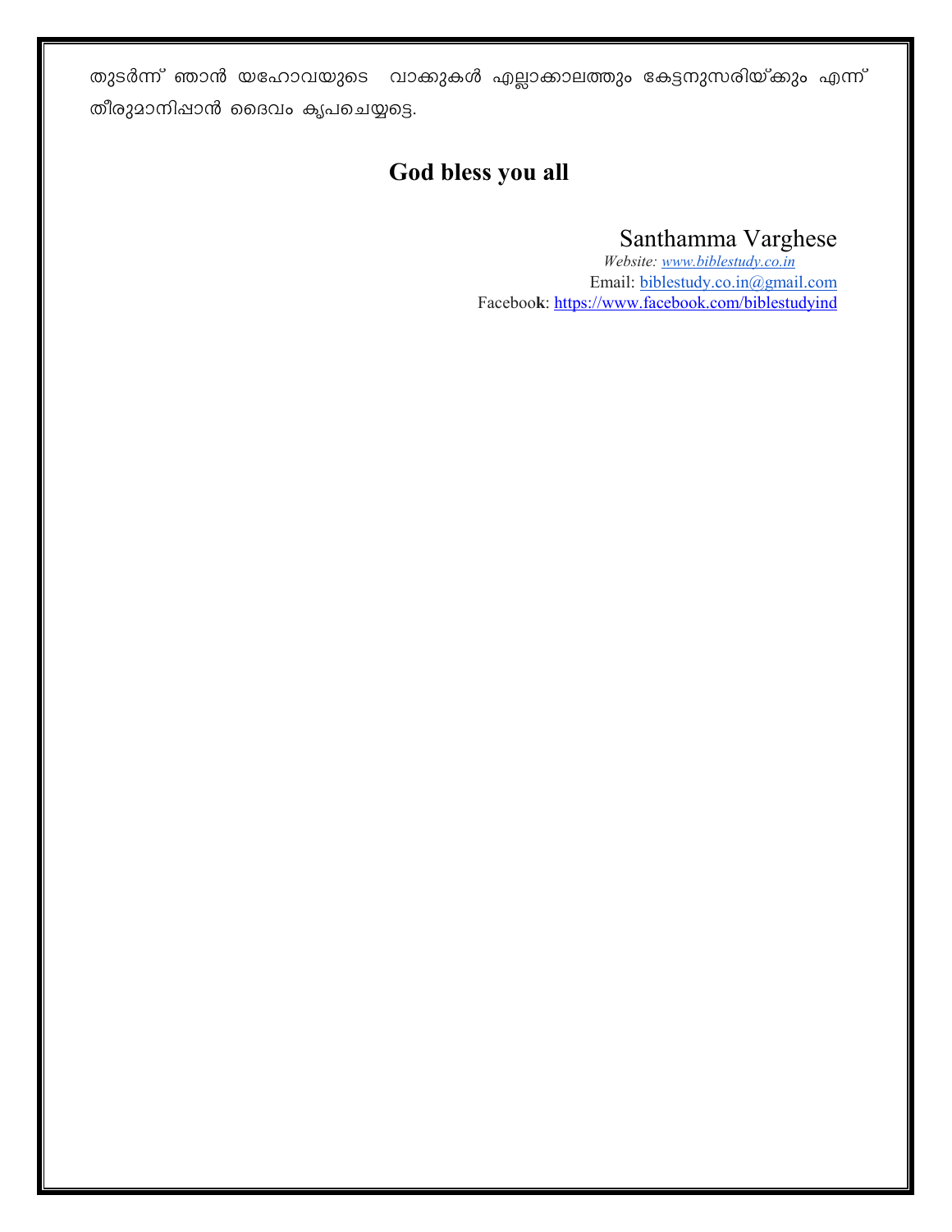തുടർന്ന് ഞാൻ യഹോവയുടെ വാക്കുകൾ എല്ലാക്കാലത്തും കേട്ടനുസരിയ്ക്കും എന്ന് തീരുമാനിപ്പാൻ ദൈവം കൃപചെയ്യട്ടെ.

**God bless you all**

Santhamma Varghese
*Website: www.biblestudy.co.in*
Email: biblestudy.co.in@gmail.com
Facebook: https://www.facebook.com/biblestudyind